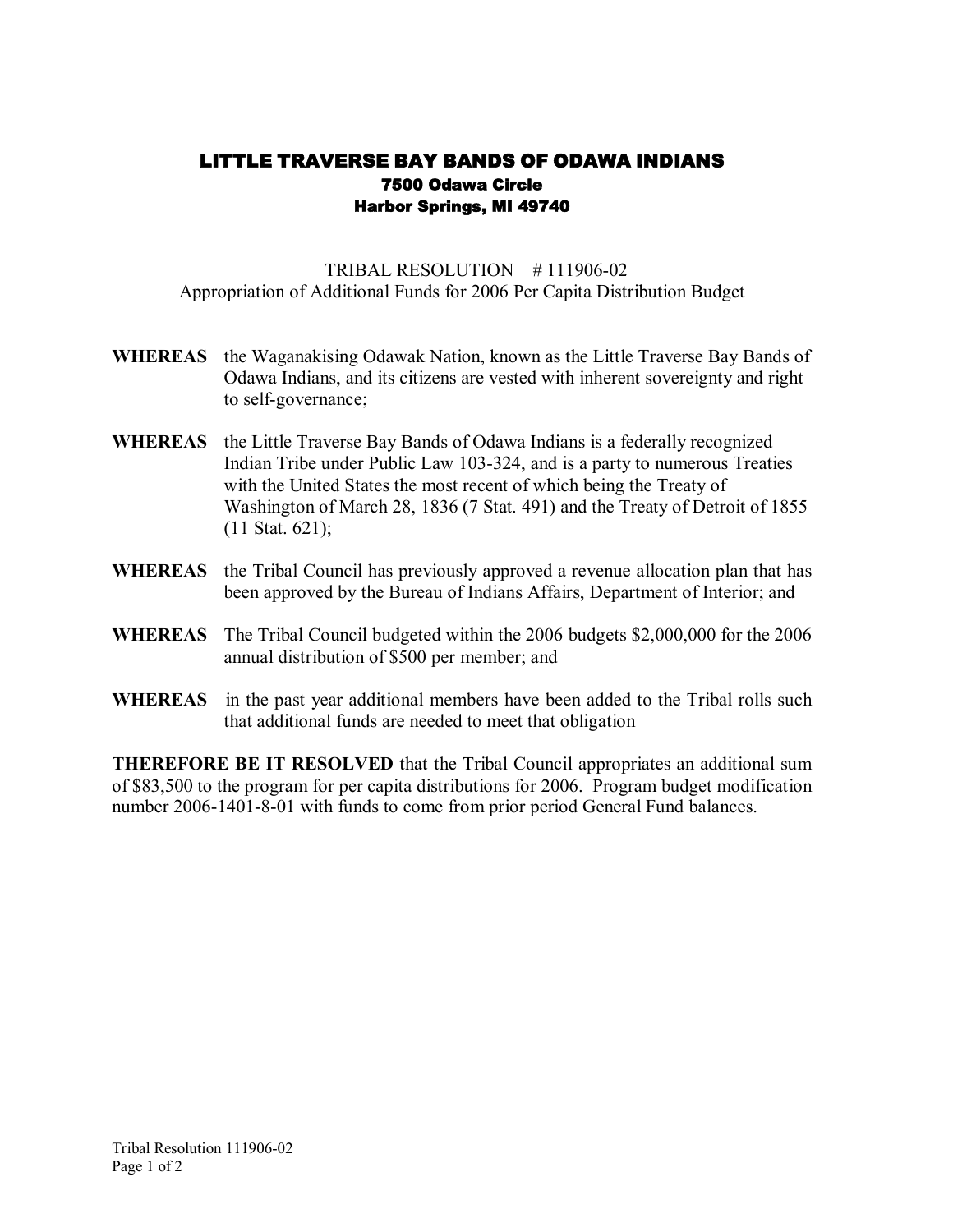# LITTLE TRAVERSE BAY BANDS OF ODAWA INDIANS

**7500 Odawa Circle**
**Harbor Springs, MI 49740**

TRIBAL RESOLUTION # 111906-02
Appropriation of Additional Funds for 2006 Per Capita Distribution Budget

**WHEREAS** the Waganakising Odawak Nation, known as the Little Traverse Bay Bands of Odawa Indians, and its citizens are vested with inherent sovereignty and right to self-governance;

**WHEREAS** the Little Traverse Bay Bands of Odawa Indians is a federally recognized Indian Tribe under Public Law 103-324, and is a party to numerous Treaties with the United States the most recent of which being the Treaty of Washington of March 28, 1836 (7 Stat. 491) and the Treaty of Detroit of 1855 (11 Stat. 621);

**WHEREAS** the Tribal Council has previously approved a revenue allocation plan that has been approved by the Bureau of Indians Affairs, Department of Interior; and

**WHEREAS** The Tribal Council budgeted within the 2006 budgets $2,000,000 for the 2006 annual distribution of $500 per member; and

**WHEREAS** in the past year additional members have been added to the Tribal rolls such that additional funds are needed to meet that obligation

**THEREFORE BE IT RESOLVED** that the Tribal Council appropriates an additional sum of $83,500 to the program for per capita distributions for 2006. Program budget modification number 2006-1401-8-01 with funds to come from prior period General Fund balances.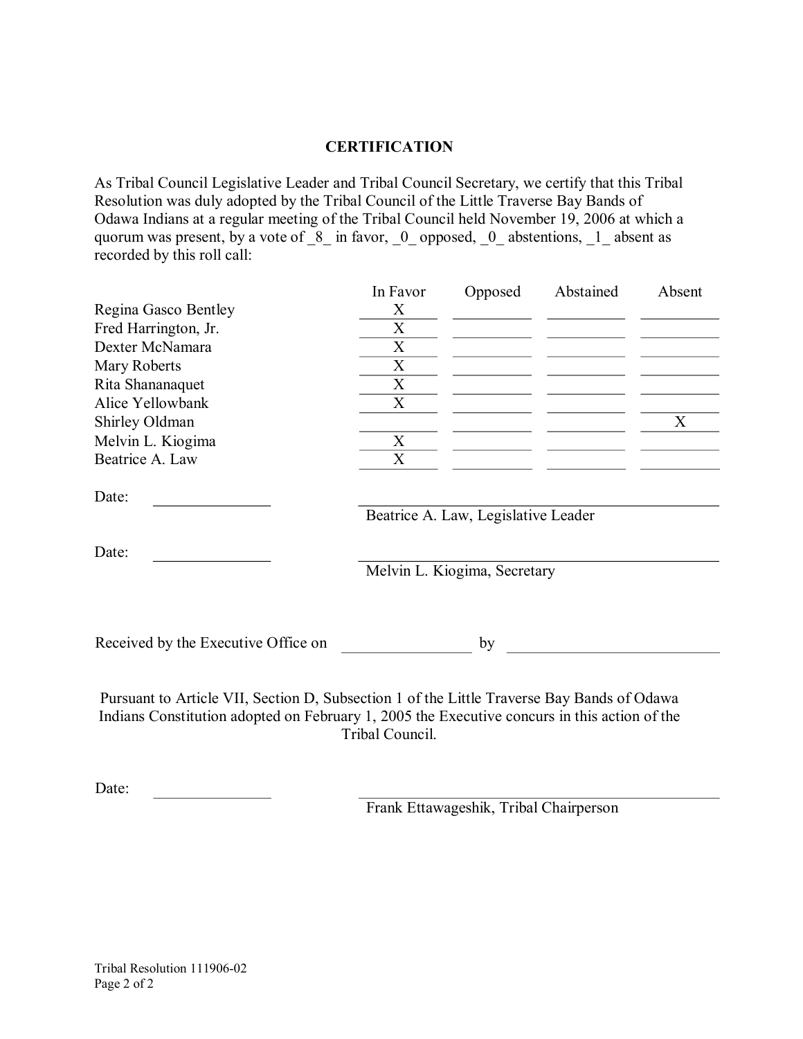## CERTIFICATION

As Tribal Council Legislative Leader and Tribal Council Secretary, we certify that this Tribal Resolution was duly adopted by the Tribal Council of the Little Traverse Bay Bands of Odawa Indians at a regular meeting of the Tribal Council held November 19, 2006 at which a quorum was present, by a vote of _8_ in favor, _0_ opposed, _0_ abstentions, _1_ absent as recorded by this roll call:

| | In Favor | Opposed | Abstained | Absent |
|---|---|---|---|---|
| Regina Gasco Bentley | X | | | |
| Fred Harrington, Jr. | X | | | |
| Dexter McNamara | X | | | |
| Mary Roberts | X | | | |
| Rita Shananaquet | X | | | |
| Alice Yellowbank | X | | | |
| Shirley Oldman | | | | X |
| Melvin L. Kiogima | X | | | |
| Beatrice A. Law | X | | | |

Date: _______________ _______________________________
Beatrice A. Law, Legislative Leader

Date: _______________ _______________________________
Melvin L. Kiogima, Secretary

Received by the Executive Office on _______________ by _______________________

Pursuant to Article VII, Section D, Subsection 1 of the Little Traverse Bay Bands of Odawa Indians Constitution adopted on February 1, 2005 the Executive concurs in this action of the Tribal Council.

Date: _______________ _______________________________
Frank Ettawageshik, Tribal Chairperson

Tribal Resolution 111906-02